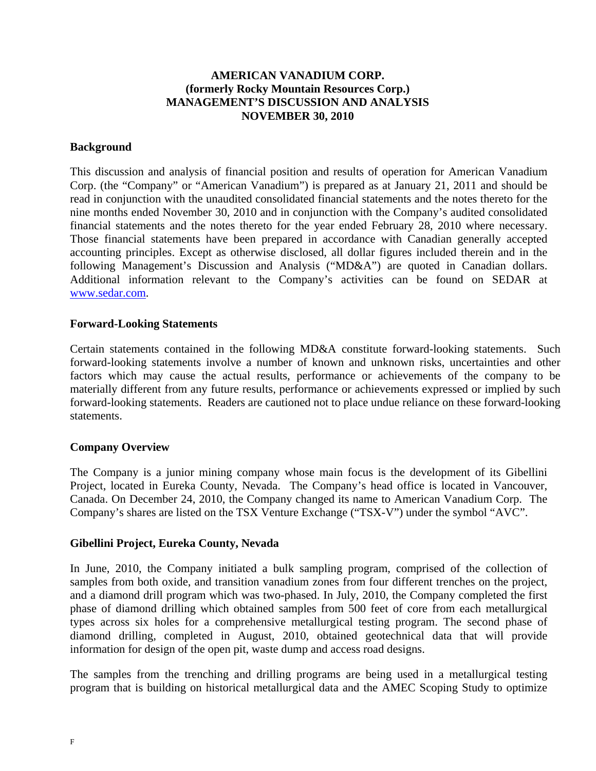**AMERICAN VANADIUM CORP.**
**(formerly Rocky Mountain Resources Corp.)**
**MANAGEMENT'S DISCUSSION AND ANALYSIS**
**NOVEMBER 30, 2010**

## Background

This discussion and analysis of financial position and results of operation for American Vanadium Corp. (the "Company" or "American Vanadium") is prepared as at January 21, 2011 and should be read in conjunction with the unaudited consolidated financial statements and the notes thereto for the nine months ended November 30, 2010 and in conjunction with the Company's audited consolidated financial statements and the notes thereto for the year ended February 28, 2010 where necessary. Those financial statements have been prepared in accordance with Canadian generally accepted accounting principles. Except as otherwise disclosed, all dollar figures included therein and in the following Management's Discussion and Analysis ("MD&A") are quoted in Canadian dollars. Additional information relevant to the Company's activities can be found on SEDAR at www.sedar.com.

## Forward-Looking Statements

Certain statements contained in the following MD&A constitute forward-looking statements. Such forward-looking statements involve a number of known and unknown risks, uncertainties and other factors which may cause the actual results, performance or achievements of the company to be materially different from any future results, performance or achievements expressed or implied by such forward-looking statements. Readers are cautioned not to place undue reliance on these forward-looking statements.

## Company Overview

The Company is a junior mining company whose main focus is the development of its Gibellini Project, located in Eureka County, Nevada. The Company's head office is located in Vancouver, Canada. On December 24, 2010, the Company changed its name to American Vanadium Corp. The Company's shares are listed on the TSX Venture Exchange ("TSX-V") under the symbol "AVC".

## Gibellini Project, Eureka County, Nevada

In June, 2010, the Company initiated a bulk sampling program, comprised of the collection of samples from both oxide, and transition vanadium zones from four different trenches on the project, and a diamond drill program which was two-phased. In July, 2010, the Company completed the first phase of diamond drilling which obtained samples from 500 feet of core from each metallurgical types across six holes for a comprehensive metallurgical testing program. The second phase of diamond drilling, completed in August, 2010, obtained geotechnical data that will provide information for design of the open pit, waste dump and access road designs.

The samples from the trenching and drilling programs are being used in a metallurgical testing program that is building on historical metallurgical data and the AMEC Scoping Study to optimize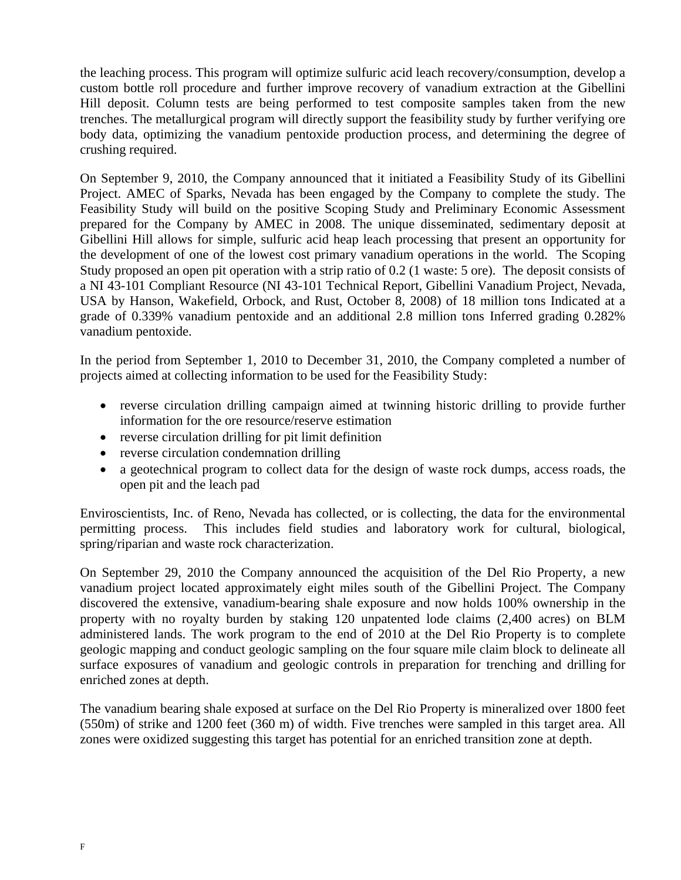the leaching process. This program will optimize sulfuric acid leach recovery/consumption, develop a custom bottle roll procedure and further improve recovery of vanadium extraction at the Gibellini Hill deposit. Column tests are being performed to test composite samples taken from the new trenches. The metallurgical program will directly support the feasibility study by further verifying ore body data, optimizing the vanadium pentoxide production process, and determining the degree of crushing required.

On September 9, 2010, the Company announced that it initiated a Feasibility Study of its Gibellini Project. AMEC of Sparks, Nevada has been engaged by the Company to complete the study. The Feasibility Study will build on the positive Scoping Study and Preliminary Economic Assessment prepared for the Company by AMEC in 2008. The unique disseminated, sedimentary deposit at Gibellini Hill allows for simple, sulfuric acid heap leach processing that present an opportunity for the development of one of the lowest cost primary vanadium operations in the world. The Scoping Study proposed an open pit operation with a strip ratio of 0.2 (1 waste: 5 ore). The deposit consists of a NI 43-101 Compliant Resource (NI 43-101 Technical Report, Gibellini Vanadium Project, Nevada, USA by Hanson, Wakefield, Orbock, and Rust, October 8, 2008) of 18 million tons Indicated at a grade of 0.339% vanadium pentoxide and an additional 2.8 million tons Inferred grading 0.282% vanadium pentoxide.

In the period from September 1, 2010 to December 31, 2010, the Company completed a number of projects aimed at collecting information to be used for the Feasibility Study:

- reverse circulation drilling campaign aimed at twinning historic drilling to provide further information for the ore resource/reserve estimation
- reverse circulation drilling for pit limit definition
- reverse circulation condemnation drilling
- a geotechnical program to collect data for the design of waste rock dumps, access roads, the open pit and the leach pad

Enviroscientists, Inc. of Reno, Nevada has collected, or is collecting, the data for the environmental permitting process. This includes field studies and laboratory work for cultural, biological, spring/riparian and waste rock characterization.

On September 29, 2010 the Company announced the acquisition of the Del Rio Property, a new vanadium project located approximately eight miles south of the Gibellini Project. The Company discovered the extensive, vanadium-bearing shale exposure and now holds 100% ownership in the property with no royalty burden by staking 120 unpatented lode claims (2,400 acres) on BLM administered lands. The work program to the end of 2010 at the Del Rio Property is to complete geologic mapping and conduct geologic sampling on the four square mile claim block to delineate all surface exposures of vanadium and geologic controls in preparation for trenching and drilling for enriched zones at depth.

The vanadium bearing shale exposed at surface on the Del Rio Property is mineralized over 1800 feet (550m) of strike and 1200 feet (360 m) of width. Five trenches were sampled in this target area. All zones were oxidized suggesting this target has potential for an enriched transition zone at depth.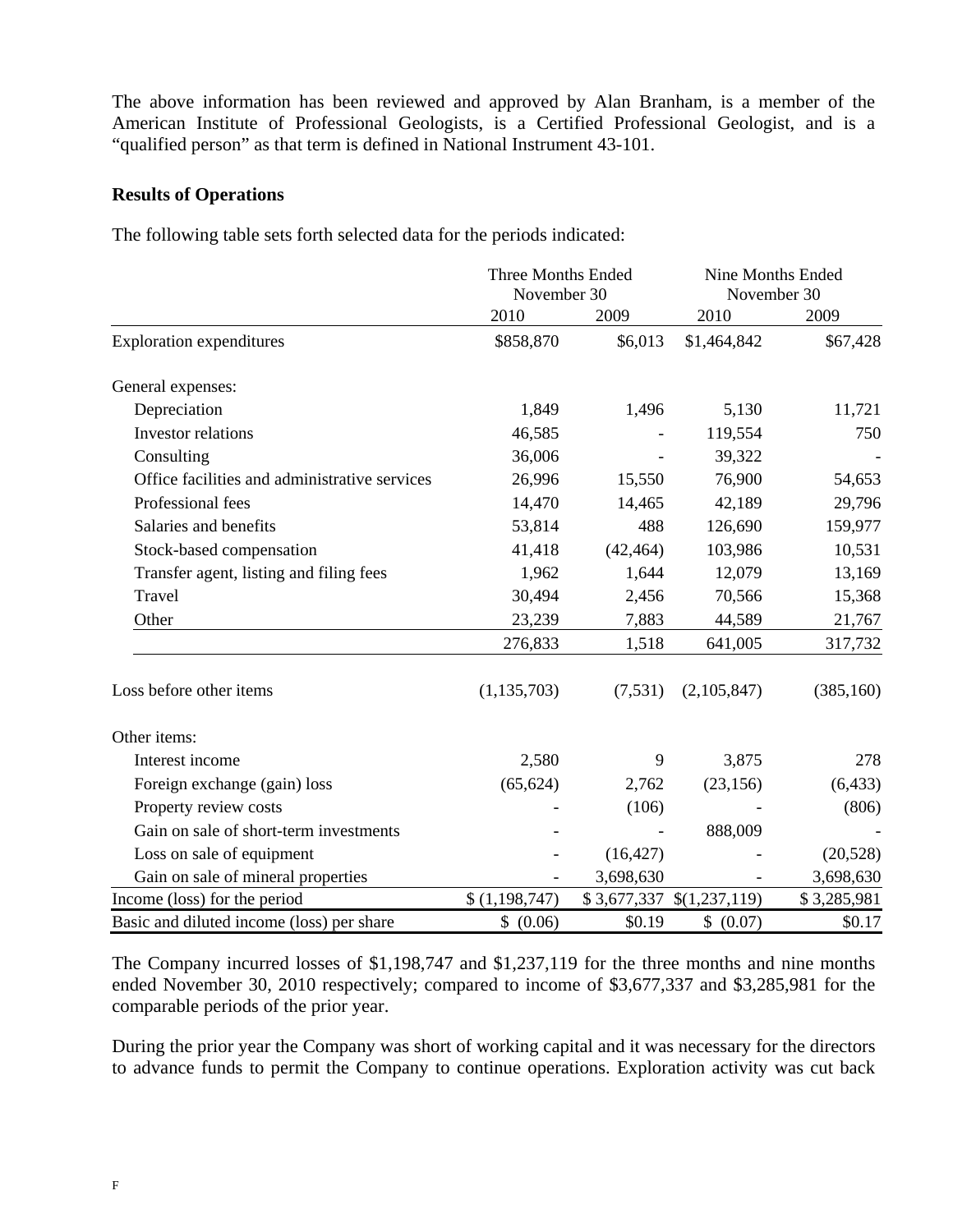The above information has been reviewed and approved by Alan Branham, is a member of the American Institute of Professional Geologists, is a Certified Professional Geologist, and is a "qualified person" as that term is defined in National Instrument 43-101.

**Results of Operations**

The following table sets forth selected data for the periods indicated:

| | Three Months Ended November 30 | | Nine Months Ended November 30 | |
|---|---|---|---|---|
| | 2010 | 2009 | 2010 | 2009 |
| Exploration expenditures | $858,870 | $6,013 | $1,464,842 | $67,428 |
| General expenses: | | | | |
| Depreciation | 1,849 | 1,496 | 5,130 | 11,721 |
| Investor relations | 46,585 | - | 119,554 | 750 |
| Consulting | 36,006 | - | 39,322 | - |
| Office facilities and administrative services | 26,996 | 15,550 | 76,900 | 54,653 |
| Professional fees | 14,470 | 14,465 | 42,189 | 29,796 |
| Salaries and benefits | 53,814 | 488 | 126,690 | 159,977 |
| Stock-based compensation | 41,418 | (42,464) | 103,986 | 10,531 |
| Transfer agent, listing and filing fees | 1,962 | 1,644 | 12,079 | 13,169 |
| Travel | 30,494 | 2,456 | 70,566 | 15,368 |
| Other | 23,239 | 7,883 | 44,589 | 21,767 |
| | 276,833 | 1,518 | 641,005 | 317,732 |
| Loss before other items | (1,135,703) | (7,531) | (2,105,847) | (385,160) |
| Other items: | | | | |
| Interest income | 2,580 | 9 | 3,875 | 278 |
| Foreign exchange (gain) loss | (65,624) | 2,762 | (23,156) | (6,433) |
| Property review costs | - | (106) | - | (806) |
| Gain on sale of short-term investments | - | - | 888,009 | - |
| Loss on sale of equipment | - | (16,427) | - | (20,528) |
| Gain on sale of mineral properties | - | 3,698,630 | - | 3,698,630 |
| Income (loss) for the period | $ (1,198,747) | $ 3,677,337 | $(1,237,119) | $ 3,285,981 |
| Basic and diluted income (loss) per share | $ (0.06) | $0.19 | $ (0.07) | $0.17 |

The Company incurred losses of $1,198,747 and $1,237,119 for the three months and nine months ended November 30, 2010 respectively; compared to income of $3,677,337 and $3,285,981 for the comparable periods of the prior year.

During the prior year the Company was short of working capital and it was necessary for the directors to advance funds to permit the Company to continue operations. Exploration activity was cut back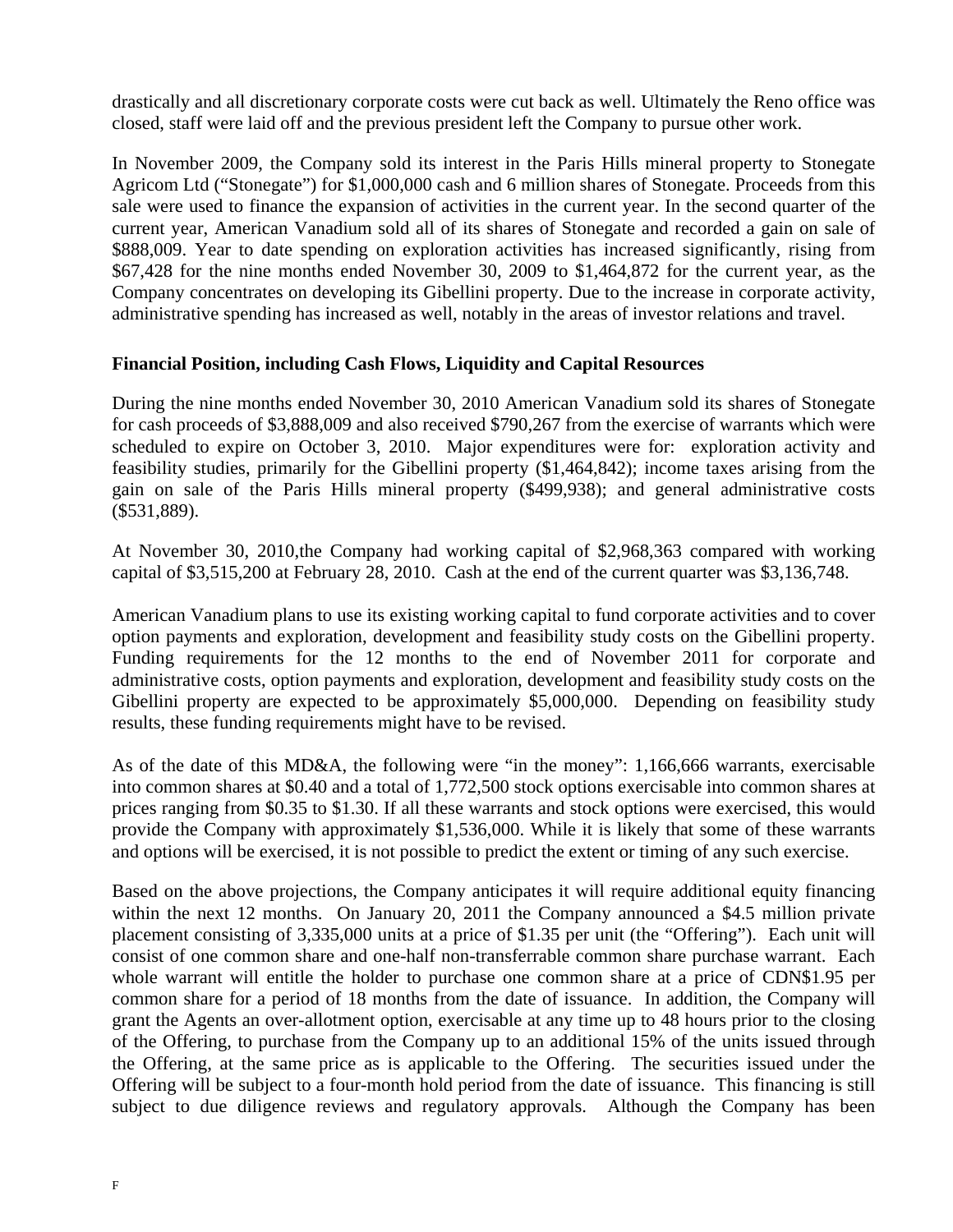drastically and all discretionary corporate costs were cut back as well. Ultimately the Reno office was closed, staff were laid off and the previous president left the Company to pursue other work.

In November 2009, the Company sold its interest in the Paris Hills mineral property to Stonegate Agricom Ltd ("Stonegate") for $1,000,000 cash and 6 million shares of Stonegate. Proceeds from this sale were used to finance the expansion of activities in the current year. In the second quarter of the current year, American Vanadium sold all of its shares of Stonegate and recorded a gain on sale of $888,009. Year to date spending on exploration activities has increased significantly, rising from $67,428 for the nine months ended November 30, 2009 to $1,464,872 for the current year, as the Company concentrates on developing its Gibellini property. Due to the increase in corporate activity, administrative spending has increased as well, notably in the areas of investor relations and travel.

**Financial Position, including Cash Flows, Liquidity and Capital Resources**

During the nine months ended November 30, 2010 American Vanadium sold its shares of Stonegate for cash proceeds of $3,888,009 and also received $790,267 from the exercise of warrants which were scheduled to expire on October 3, 2010. Major expenditures were for: exploration activity and feasibility studies, primarily for the Gibellini property ($1,464,842); income taxes arising from the gain on sale of the Paris Hills mineral property ($499,938); and general administrative costs ($531,889).

At November 30, 2010,the Company had working capital of $2,968,363 compared with working capital of $3,515,200 at February 28, 2010. Cash at the end of the current quarter was $3,136,748.

American Vanadium plans to use its existing working capital to fund corporate activities and to cover option payments and exploration, development and feasibility study costs on the Gibellini property. Funding requirements for the 12 months to the end of November 2011 for corporate and administrative costs, option payments and exploration, development and feasibility study costs on the Gibellini property are expected to be approximately $5,000,000. Depending on feasibility study results, these funding requirements might have to be revised.

As of the date of this MD&A, the following were "in the money": 1,166,666 warrants, exercisable into common shares at $0.40 and a total of 1,772,500 stock options exercisable into common shares at prices ranging from $0.35 to $1.30. If all these warrants and stock options were exercised, this would provide the Company with approximately $1,536,000. While it is likely that some of these warrants and options will be exercised, it is not possible to predict the extent or timing of any such exercise.

Based on the above projections, the Company anticipates it will require additional equity financing within the next 12 months. On January 20, 2011 the Company announced a $4.5 million private placement consisting of 3,335,000 units at a price of $1.35 per unit (the "Offering"). Each unit will consist of one common share and one-half non-transferrable common share purchase warrant. Each whole warrant will entitle the holder to purchase one common share at a price of CDN$1.95 per common share for a period of 18 months from the date of issuance. In addition, the Company will grant the Agents an over-allotment option, exercisable at any time up to 48 hours prior to the closing of the Offering, to purchase from the Company up to an additional 15% of the units issued through the Offering, at the same price as is applicable to the Offering. The securities issued under the Offering will be subject to a four-month hold period from the date of issuance. This financing is still subject to due diligence reviews and regulatory approvals. Although the Company has been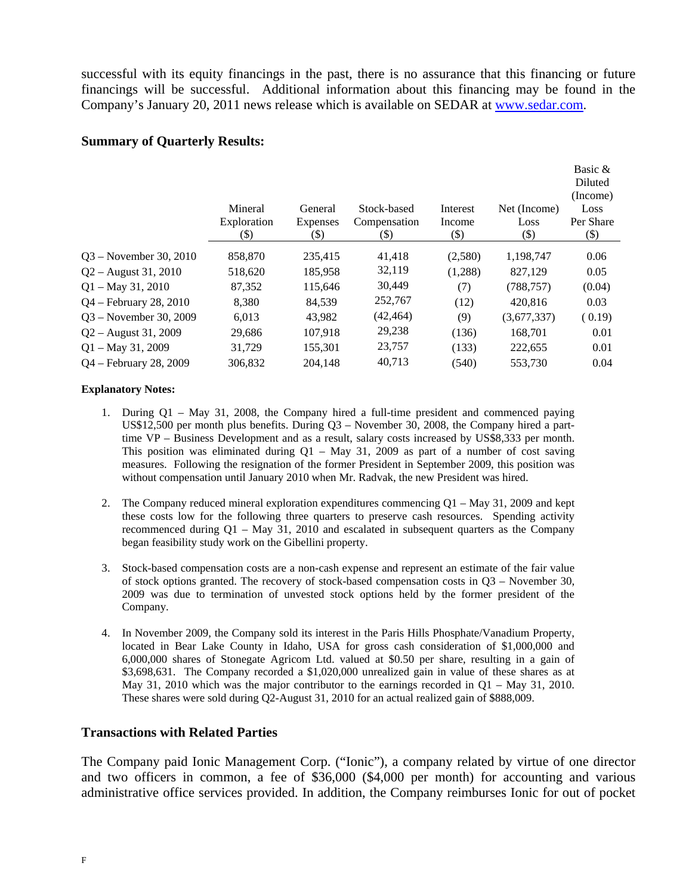successful with its equity financings in the past, there is no assurance that this financing or future financings will be successful. Additional information about this financing may be found in the Company's January 20, 2011 news release which is available on SEDAR at www.sedar.com.

## Summary of Quarterly Results:

| | Mineral Exploration ($) | General Expenses ($) | Stock-based Compensation ($) | Interest Income ($) | Net (Income) Loss ($) | Basic & Diluted (Income) Loss Per Share ($) |
|---|---|---|---|---|---|---|
| Q3 – November 30, 2010 | 858,870 | 235,415 | 41,418 | (2,580) | 1,198,747 | 0.06 |
| Q2 – August 31, 2010 | 518,620 | 185,958 | 32,119 | (1,288) | 827,129 | 0.05 |
| Q1 – May 31, 2010 | 87,352 | 115,646 | 30,449 | (7) | (788,757) | (0.04) |
| Q4 – February 28, 2010 | 8,380 | 84,539 | 252,767 | (12) | 420,816 | 0.03 |
| Q3 – November 30, 2009 | 6,013 | 43,982 | (42,464) | (9) | (3,677,337) | ( 0.19) |
| Q2 – August 31, 2009 | 29,686 | 107,918 | 29,238 | (136) | 168,701 | 0.01 |
| Q1 – May 31, 2009 | 31,729 | 155,301 | 23,757 | (133) | 222,655 | 0.01 |
| Q4 – February 28, 2009 | 306,832 | 204,148 | 40,713 | (540) | 553,730 | 0.04 |

**Explanatory Notes:**

1. During Q1 – May 31, 2008, the Company hired a full-time president and commenced paying US$12,500 per month plus benefits. During Q3 – November 30, 2008, the Company hired a part-time VP – Business Development and as a result, salary costs increased by US$8,333 per month. This position was eliminated during Q1 – May 31, 2009 as part of a number of cost saving measures. Following the resignation of the former President in September 2009, this position was without compensation until January 2010 when Mr. Radvak, the new President was hired.

2. The Company reduced mineral exploration expenditures commencing Q1 – May 31, 2009 and kept these costs low for the following three quarters to preserve cash resources. Spending activity recommenced during Q1 – May 31, 2010 and escalated in subsequent quarters as the Company began feasibility study work on the Gibellini property.

3. Stock-based compensation costs are a non-cash expense and represent an estimate of the fair value of stock options granted. The recovery of stock-based compensation costs in Q3 – November 30, 2009 was due to termination of unvested stock options held by the former president of the Company.

4. In November 2009, the Company sold its interest in the Paris Hills Phosphate/Vanadium Property, located in Bear Lake County in Idaho, USA for gross cash consideration of $1,000,000 and 6,000,000 shares of Stonegate Agricom Ltd. valued at $0.50 per share, resulting in a gain of $3,698,631. The Company recorded a $1,020,000 unrealized gain in value of these shares as at May 31, 2010 which was the major contributor to the earnings recorded in Q1 – May 31, 2010. These shares were sold during Q2-August 31, 2010 for an actual realized gain of $888,009.

## Transactions with Related Parties

The Company paid Ionic Management Corp. ("Ionic"), a company related by virtue of one director and two officers in common, a fee of $36,000 ($4,000 per month) for accounting and various administrative office services provided. In addition, the Company reimburses Ionic for out of pocket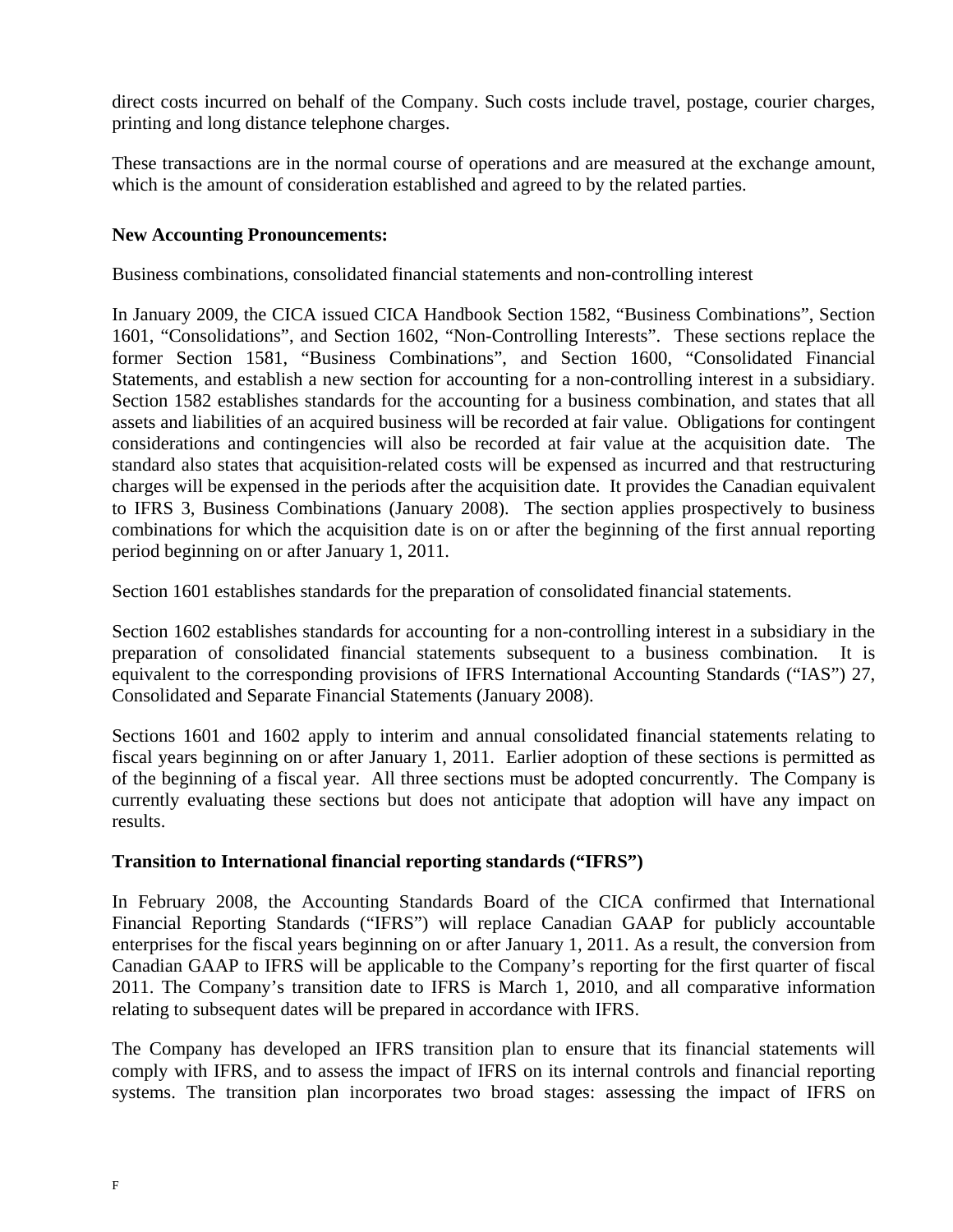direct costs incurred on behalf of the Company. Such costs include travel, postage, courier charges, printing and long distance telephone charges.

These transactions are in the normal course of operations and are measured at the exchange amount, which is the amount of consideration established and agreed to by the related parties.

**New Accounting Pronouncements:**

Business combinations, consolidated financial statements and non-controlling interest

In January 2009, the CICA issued CICA Handbook Section 1582, "Business Combinations", Section 1601, "Consolidations", and Section 1602, "Non-Controlling Interests". These sections replace the former Section 1581, "Business Combinations", and Section 1600, "Consolidated Financial Statements, and establish a new section for accounting for a non-controlling interest in a subsidiary. Section 1582 establishes standards for the accounting for a business combination, and states that all assets and liabilities of an acquired business will be recorded at fair value. Obligations for contingent considerations and contingencies will also be recorded at fair value at the acquisition date. The standard also states that acquisition-related costs will be expensed as incurred and that restructuring charges will be expensed in the periods after the acquisition date. It provides the Canadian equivalent to IFRS 3, Business Combinations (January 2008). The section applies prospectively to business combinations for which the acquisition date is on or after the beginning of the first annual reporting period beginning on or after January 1, 2011.

Section 1601 establishes standards for the preparation of consolidated financial statements.

Section 1602 establishes standards for accounting for a non-controlling interest in a subsidiary in the preparation of consolidated financial statements subsequent to a business combination. It is equivalent to the corresponding provisions of IFRS International Accounting Standards ("IAS") 27, Consolidated and Separate Financial Statements (January 2008).

Sections 1601 and 1602 apply to interim and annual consolidated financial statements relating to fiscal years beginning on or after January 1, 2011. Earlier adoption of these sections is permitted as of the beginning of a fiscal year. All three sections must be adopted concurrently. The Company is currently evaluating these sections but does not anticipate that adoption will have any impact on results.

**Transition to International financial reporting standards ("IFRS")**

In February 2008, the Accounting Standards Board of the CICA confirmed that International Financial Reporting Standards ("IFRS") will replace Canadian GAAP for publicly accountable enterprises for the fiscal years beginning on or after January 1, 2011. As a result, the conversion from Canadian GAAP to IFRS will be applicable to the Company's reporting for the first quarter of fiscal 2011. The Company's transition date to IFRS is March 1, 2010, and all comparative information relating to subsequent dates will be prepared in accordance with IFRS.

The Company has developed an IFRS transition plan to ensure that its financial statements will comply with IFRS, and to assess the impact of IFRS on its internal controls and financial reporting systems. The transition plan incorporates two broad stages: assessing the impact of IFRS on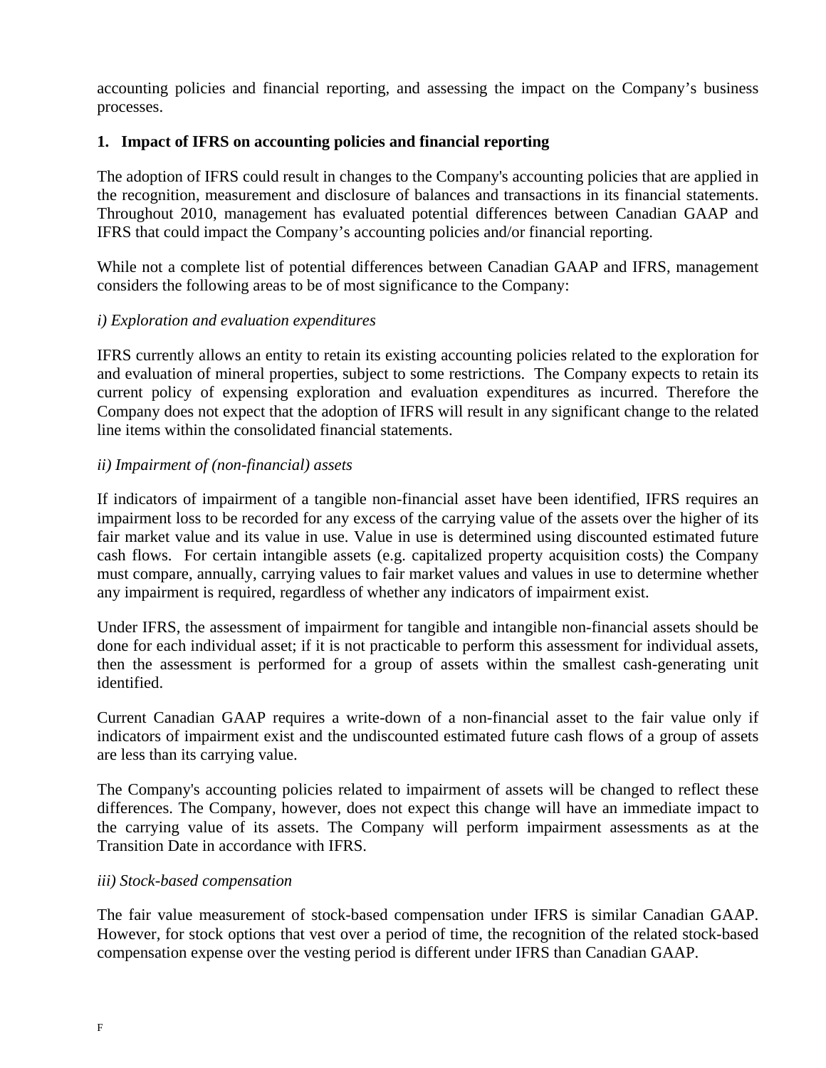accounting policies and financial reporting, and assessing the impact on the Company's business processes.

## 1. Impact of IFRS on accounting policies and financial reporting

The adoption of IFRS could result in changes to the Company's accounting policies that are applied in the recognition, measurement and disclosure of balances and transactions in its financial statements. Throughout 2010, management has evaluated potential differences between Canadian GAAP and IFRS that could impact the Company's accounting policies and/or financial reporting.

While not a complete list of potential differences between Canadian GAAP and IFRS, management considers the following areas to be of most significance to the Company:

*i) Exploration and evaluation expenditures*

IFRS currently allows an entity to retain its existing accounting policies related to the exploration for and evaluation of mineral properties, subject to some restrictions. The Company expects to retain its current policy of expensing exploration and evaluation expenditures as incurred. Therefore the Company does not expect that the adoption of IFRS will result in any significant change to the related line items within the consolidated financial statements.

*ii) Impairment of (non-financial) assets*

If indicators of impairment of a tangible non-financial asset have been identified, IFRS requires an impairment loss to be recorded for any excess of the carrying value of the assets over the higher of its fair market value and its value in use. Value in use is determined using discounted estimated future cash flows. For certain intangible assets (e.g. capitalized property acquisition costs) the Company must compare, annually, carrying values to fair market values and values in use to determine whether any impairment is required, regardless of whether any indicators of impairment exist.

Under IFRS, the assessment of impairment for tangible and intangible non-financial assets should be done for each individual asset; if it is not practicable to perform this assessment for individual assets, then the assessment is performed for a group of assets within the smallest cash-generating unit identified.

Current Canadian GAAP requires a write-down of a non-financial asset to the fair value only if indicators of impairment exist and the undiscounted estimated future cash flows of a group of assets are less than its carrying value.

The Company's accounting policies related to impairment of assets will be changed to reflect these differences. The Company, however, does not expect this change will have an immediate impact to the carrying value of its assets. The Company will perform impairment assessments as at the Transition Date in accordance with IFRS.

*iii) Stock-based compensation*

The fair value measurement of stock-based compensation under IFRS is similar Canadian GAAP. However, for stock options that vest over a period of time, the recognition of the related stock-based compensation expense over the vesting period is different under IFRS than Canadian GAAP.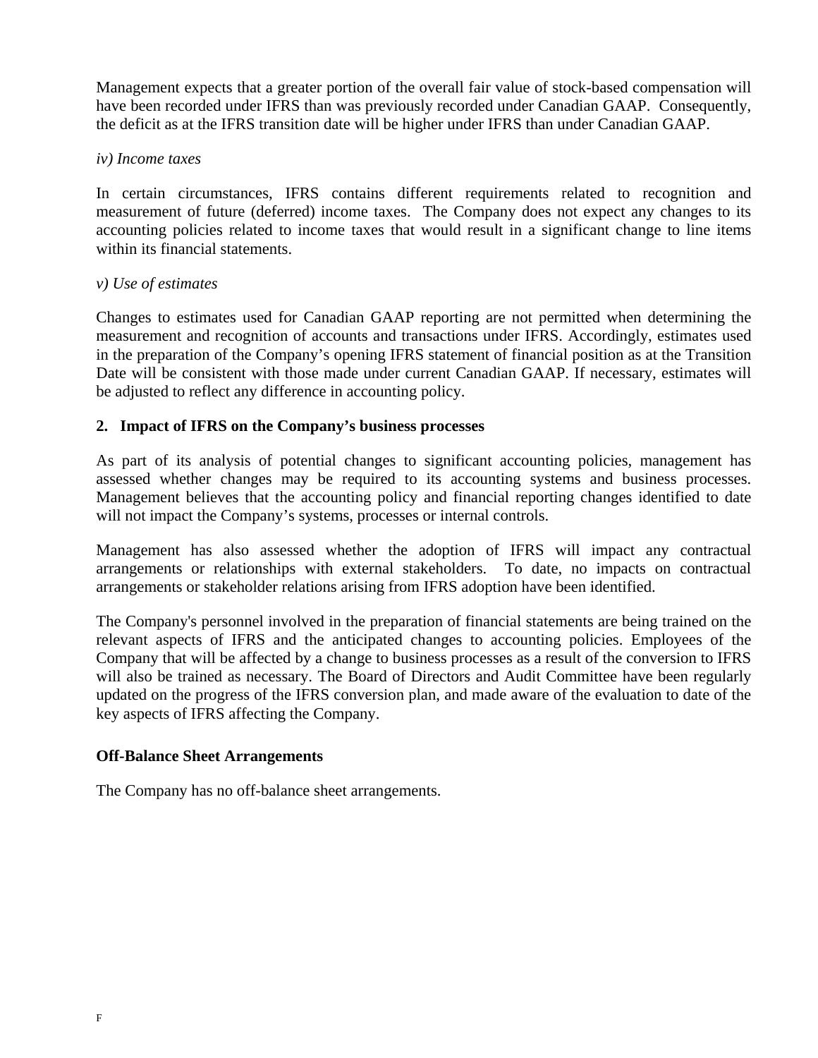Management expects that a greater portion of the overall fair value of stock-based compensation will have been recorded under IFRS than was previously recorded under Canadian GAAP. Consequently, the deficit as at the IFRS transition date will be higher under IFRS than under Canadian GAAP.

*iv) Income taxes*

In certain circumstances, IFRS contains different requirements related to recognition and measurement of future (deferred) income taxes. The Company does not expect any changes to its accounting policies related to income taxes that would result in a significant change to line items within its financial statements.

*v) Use of estimates*

Changes to estimates used for Canadian GAAP reporting are not permitted when determining the measurement and recognition of accounts and transactions under IFRS. Accordingly, estimates used in the preparation of the Company's opening IFRS statement of financial position as at the Transition Date will be consistent with those made under current Canadian GAAP. If necessary, estimates will be adjusted to reflect any difference in accounting policy.

**2. Impact of IFRS on the Company's business processes**

As part of its analysis of potential changes to significant accounting policies, management has assessed whether changes may be required to its accounting systems and business processes. Management believes that the accounting policy and financial reporting changes identified to date will not impact the Company's systems, processes or internal controls.

Management has also assessed whether the adoption of IFRS will impact any contractual arrangements or relationships with external stakeholders. To date, no impacts on contractual arrangements or stakeholder relations arising from IFRS adoption have been identified.

The Company's personnel involved in the preparation of financial statements are being trained on the relevant aspects of IFRS and the anticipated changes to accounting policies. Employees of the Company that will be affected by a change to business processes as a result of the conversion to IFRS will also be trained as necessary. The Board of Directors and Audit Committee have been regularly updated on the progress of the IFRS conversion plan, and made aware of the evaluation to date of the key aspects of IFRS affecting the Company.

**Off-Balance Sheet Arrangements**

The Company has no off-balance sheet arrangements.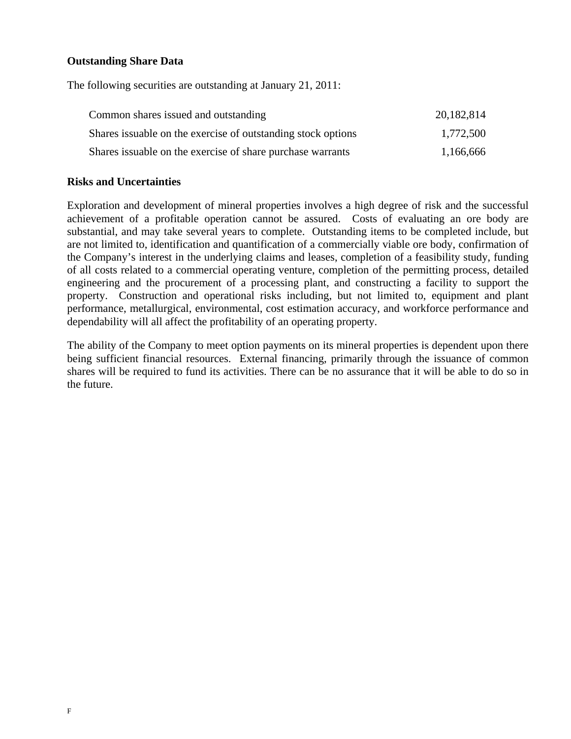**Outstanding Share Data**

The following securities are outstanding at January 21, 2011:

| | |
|---|---|
| Common shares issued and outstanding | 20,182,814 |
| Shares issuable on the exercise of outstanding stock options | 1,772,500 |
| Shares issuable on the exercise of share purchase warrants | 1,166,666 |

**Risks and Uncertainties**

Exploration and development of mineral properties involves a high degree of risk and the successful achievement of a profitable operation cannot be assured. Costs of evaluating an ore body are substantial, and may take several years to complete. Outstanding items to be completed include, but are not limited to, identification and quantification of a commercially viable ore body, confirmation of the Company's interest in the underlying claims and leases, completion of a feasibility study, funding of all costs related to a commercial operating venture, completion of the permitting process, detailed engineering and the procurement of a processing plant, and constructing a facility to support the property. Construction and operational risks including, but not limited to, equipment and plant performance, metallurgical, environmental, cost estimation accuracy, and workforce performance and dependability will all affect the profitability of an operating property.

The ability of the Company to meet option payments on its mineral properties is dependent upon there being sufficient financial resources. External financing, primarily through the issuance of common shares will be required to fund its activities. There can be no assurance that it will be able to do so in the future.